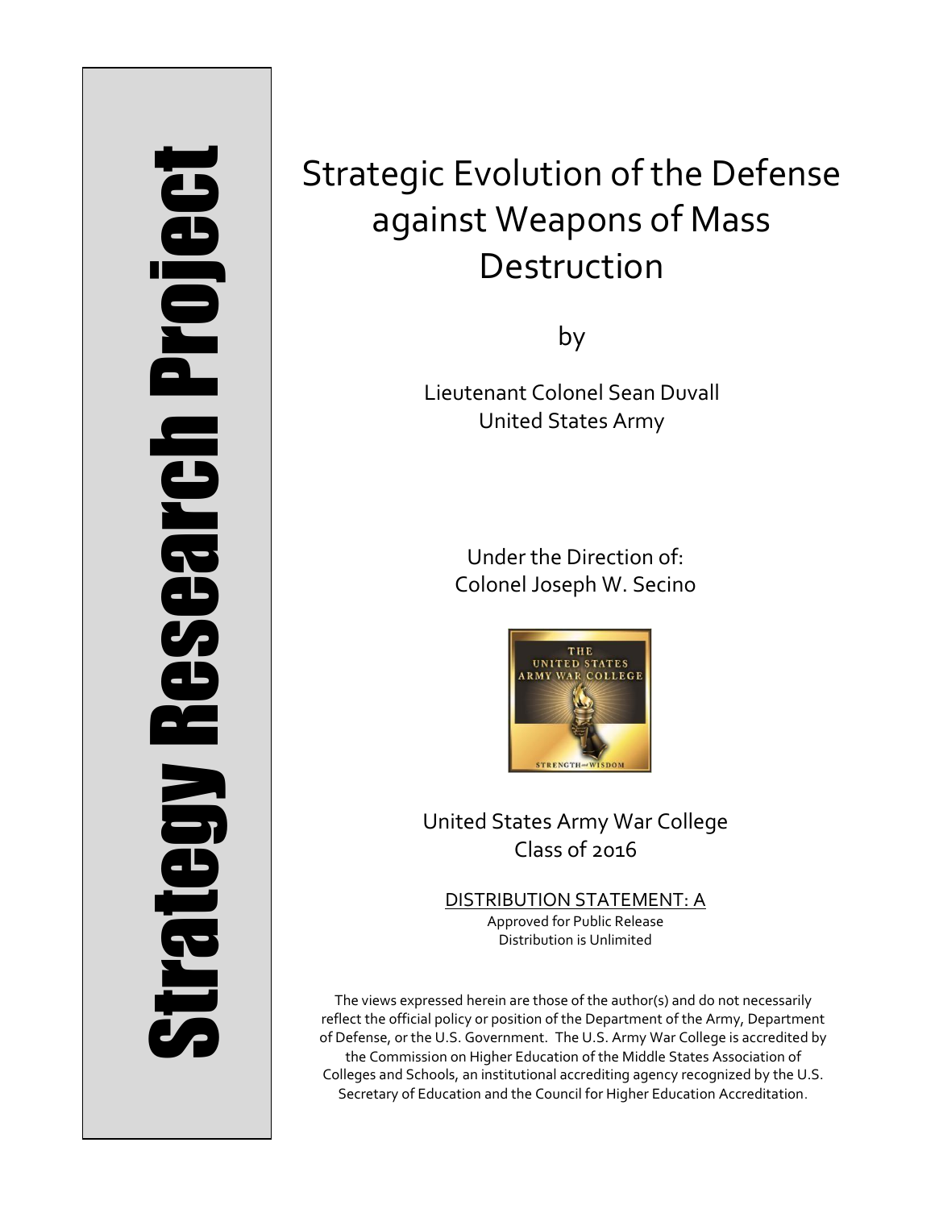Strategy Research Project

# Strategic Evolution of the Defense against Weapons of Mass Destruction

by

Lieutenant Colonel Sean Duvall
United States Army

Under the Direction of:
Colonel Joseph W. Secino

United States Army War College
Class of 2016

DISTRIBUTION STATEMENT: A
Approved for Public Release
Distribution is Unlimited

The views expressed herein are those of the author(s) and do not necessarily reflect the official policy or position of the Department of the Army, Department of Defense, or the U.S. Government. The U.S. Army War College is accredited by the Commission on Higher Education of the Middle States Association of Colleges and Schools, an institutional accrediting agency recognized by the U.S. Secretary of Education and the Council for Higher Education Accreditation.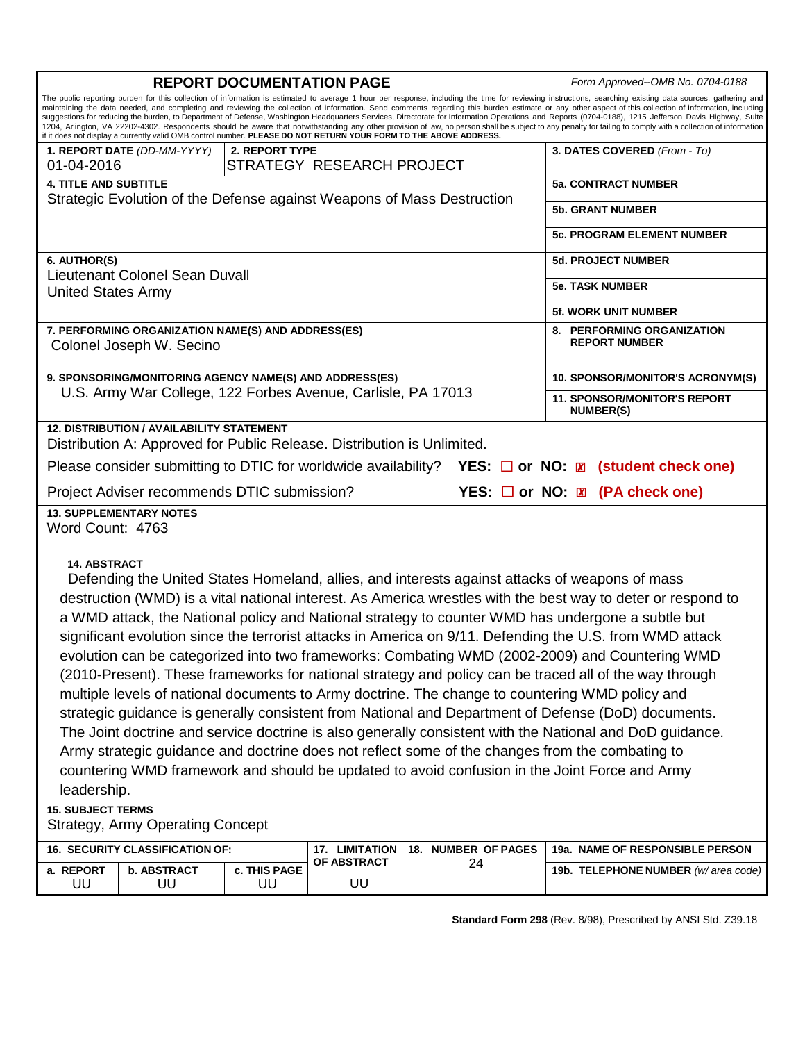# REPORT DOCUMENTATION PAGE

*Form Approved--OMB No. 0704-0188*

The public reporting burden for this collection of information is estimated to average 1 hour per response, including the time for reviewing instructions, searching existing data sources, gathering and maintaining the data needed, and completing and reviewing the collection of information. Send comments regarding this burden estimate or any other aspect of this collection of information, including suggestions for reducing the burden, to Department of Defense, Washington Headquarters Services, Directorate for Information Operations and Reports (0704-0188), 1215 Jefferson Davis Highway, Suite 1204, Arlington, VA 22202-4302. Respondents should be aware that notwithstanding any other provision of law, no person shall be subject to any penalty for failing to comply with a collection of information if it does not display a currently valid OMB control number. **PLEASE DO NOT RETURN YOUR FORM TO THE ABOVE ADDRESS.**

| | | |
|---|---|---|
| **1. REPORT DATE** *(DD-MM-YYYY)* 01-04-2016 | **2. REPORT TYPE** STRATEGY RESEARCH PROJECT | **3. DATES COVERED** *(From - To)* |
| **4. TITLE AND SUBTITLE** Strategic Evolution of the Defense against Weapons of Mass Destruction | | **5a. CONTRACT NUMBER** |
| | | **5b. GRANT NUMBER** |
| | | **5c. PROGRAM ELEMENT NUMBER** |
| **6. AUTHOR(S)** Lieutenant Colonel Sean Duvall, United States Army | | **5d. PROJECT NUMBER** |
| | | **5e. TASK NUMBER** |
| | | **5f. WORK UNIT NUMBER** |
| **7. PERFORMING ORGANIZATION NAME(S) AND ADDRESS(ES)** Colonel Joseph W. Secino | | **8. PERFORMING ORGANIZATION REPORT NUMBER** |
| **9. SPONSORING/MONITORING AGENCY NAME(S) AND ADDRESS(ES)** U.S. Army War College, 122 Forbes Avenue, Carlisle, PA 17013 | | **10. SPONSOR/MONITOR'S ACRONYM(S)** |
| | | **11. SPONSOR/MONITOR'S REPORT NUMBER(S)** |

**12. DISTRIBUTION / AVAILABILITY STATEMENT**
Distribution A: Approved for Public Release. Distribution is Unlimited.

Please consider submitting to DTIC for worldwide availability? **YES: ☐ or NO: ☒ (student check one)**

Project Adviser recommends DTIC submission? **YES: ☐ or NO: ☒ (PA check one)**

**13. SUPPLEMENTARY NOTES**
Word Count: 4763

**14. ABSTRACT**
Defending the United States Homeland, allies, and interests against attacks of weapons of mass destruction (WMD) is a vital national interest. As America wrestles with the best way to deter or respond to a WMD attack, the National policy and National strategy to counter WMD has undergone a subtle but significant evolution since the terrorist attacks in America on 9/11. Defending the U.S. from WMD attack evolution can be categorized into two frameworks: Combating WMD (2002-2009) and Countering WMD (2010-Present). These frameworks for national strategy and policy can be traced all of the way through multiple levels of national documents to Army doctrine. The change to countering WMD policy and strategic guidance is generally consistent from National and Department of Defense (DoD) documents. The Joint doctrine and service doctrine is also generally consistent with the National and DoD guidance. Army strategic guidance and doctrine does not reflect some of the changes from the combating to countering WMD framework and should be updated to avoid confusion in the Joint Force and Army leadership.

**15. SUBJECT TERMS**
Strategy, Army Operating Concept

| 16. SECURITY CLASSIFICATION OF: | | | 17. LIMITATION OF ABSTRACT | 18. NUMBER OF PAGES | 19a. NAME OF RESPONSIBLE PERSON |
|---|---|---|---|---|---|
| a. REPORT | b. ABSTRACT | c. THIS PAGE | | | 19b. TELEPHONE NUMBER *(w/ area code)* |
| UU | UU | UU | UU | 24 | |

**Standard Form 298** (Rev. 8/98), Prescribed by ANSI Std. Z39.18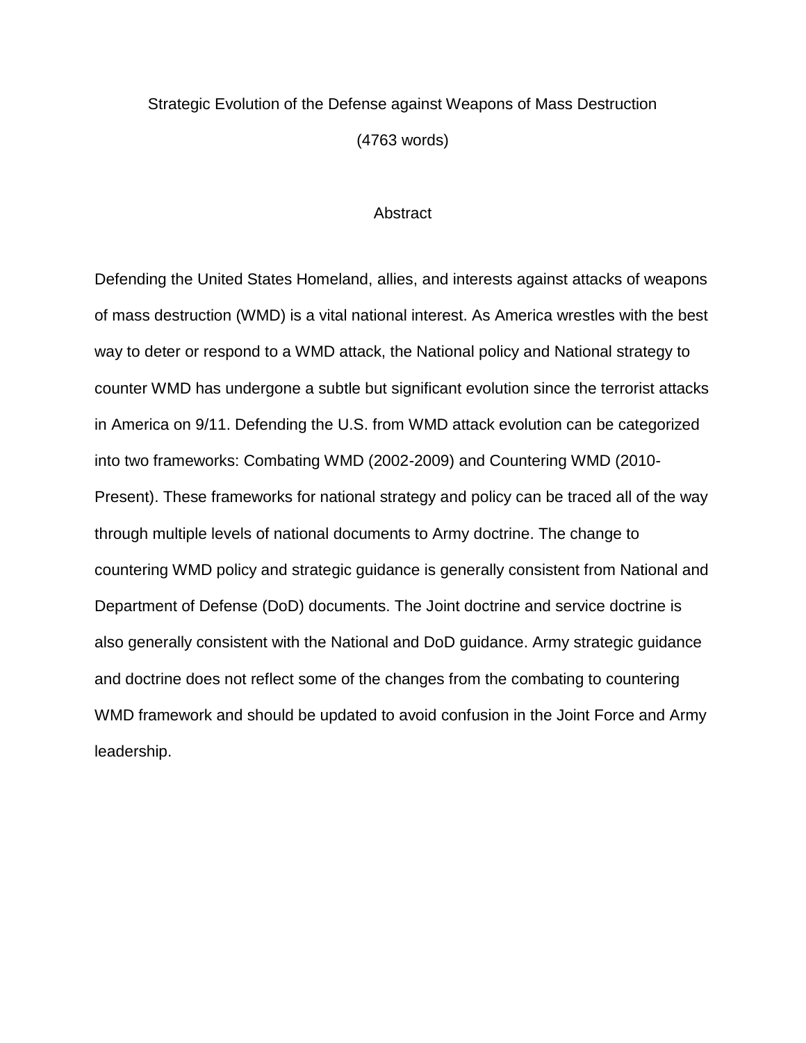Strategic Evolution of the Defense against Weapons of Mass Destruction

(4763 words)

## Abstract

Defending the United States Homeland, allies, and interests against attacks of weapons of mass destruction (WMD) is a vital national interest. As America wrestles with the best way to deter or respond to a WMD attack, the National policy and National strategy to counter WMD has undergone a subtle but significant evolution since the terrorist attacks in America on 9/11. Defending the U.S. from WMD attack evolution can be categorized into two frameworks: Combating WMD (2002-2009) and Countering WMD (2010-Present). These frameworks for national strategy and policy can be traced all of the way through multiple levels of national documents to Army doctrine. The change to countering WMD policy and strategic guidance is generally consistent from National and Department of Defense (DoD) documents. The Joint doctrine and service doctrine is also generally consistent with the National and DoD guidance. Army strategic guidance and doctrine does not reflect some of the changes from the combating to countering WMD framework and should be updated to avoid confusion in the Joint Force and Army leadership.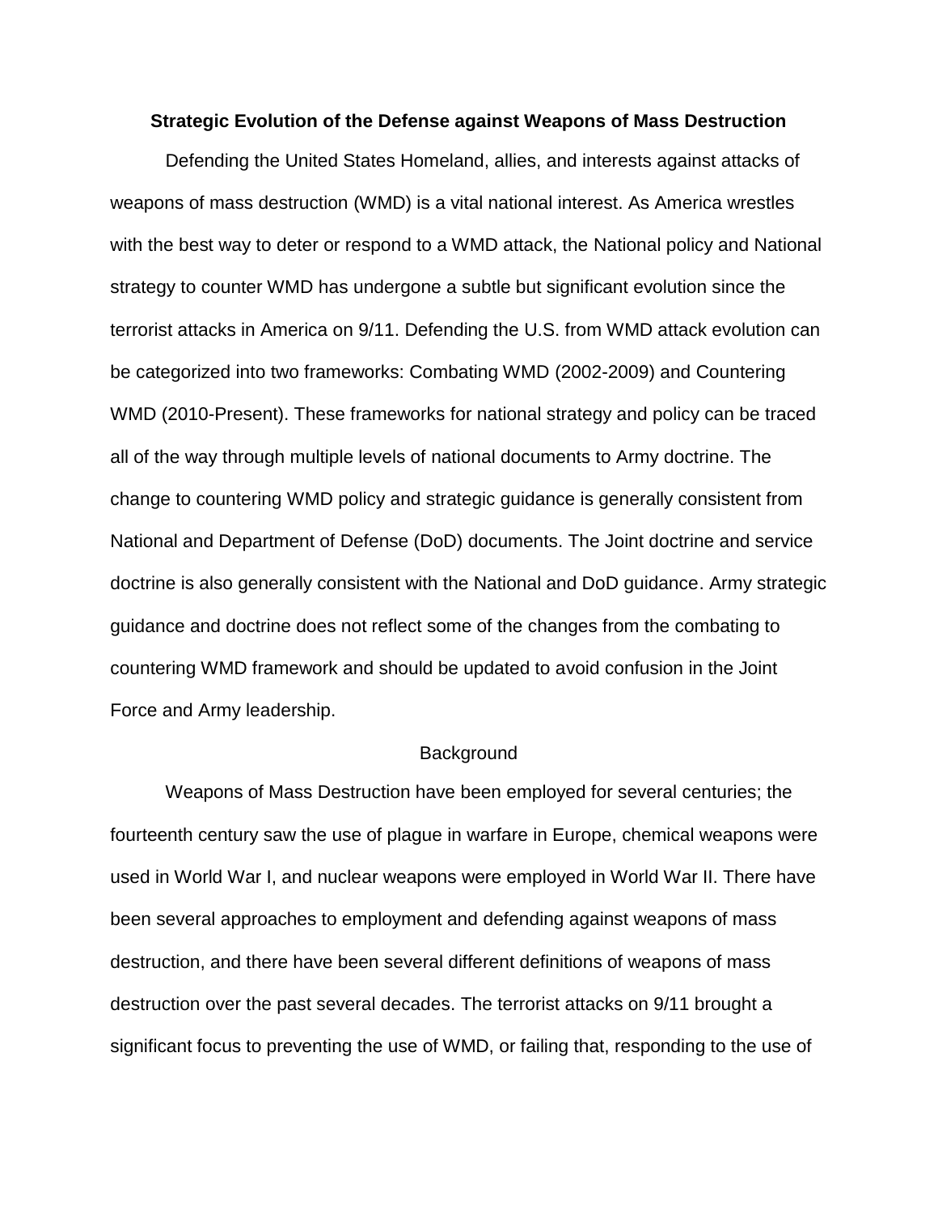**Strategic Evolution of the Defense against Weapons of Mass Destruction**

Defending the United States Homeland, allies, and interests against attacks of weapons of mass destruction (WMD) is a vital national interest. As America wrestles with the best way to deter or respond to a WMD attack, the National policy and National strategy to counter WMD has undergone a subtle but significant evolution since the terrorist attacks in America on 9/11. Defending the U.S. from WMD attack evolution can be categorized into two frameworks: Combating WMD (2002-2009) and Countering WMD (2010-Present). These frameworks for national strategy and policy can be traced all of the way through multiple levels of national documents to Army doctrine. The change to countering WMD policy and strategic guidance is generally consistent from National and Department of Defense (DoD) documents. The Joint doctrine and service doctrine is also generally consistent with the National and DoD guidance. Army strategic guidance and doctrine does not reflect some of the changes from the combating to countering WMD framework and should be updated to avoid confusion in the Joint Force and Army leadership.

## Background

Weapons of Mass Destruction have been employed for several centuries; the fourteenth century saw the use of plague in warfare in Europe, chemical weapons were used in World War I, and nuclear weapons were employed in World War II. There have been several approaches to employment and defending against weapons of mass destruction, and there have been several different definitions of weapons of mass destruction over the past several decades. The terrorist attacks on 9/11 brought a significant focus to preventing the use of WMD, or failing that, responding to the use of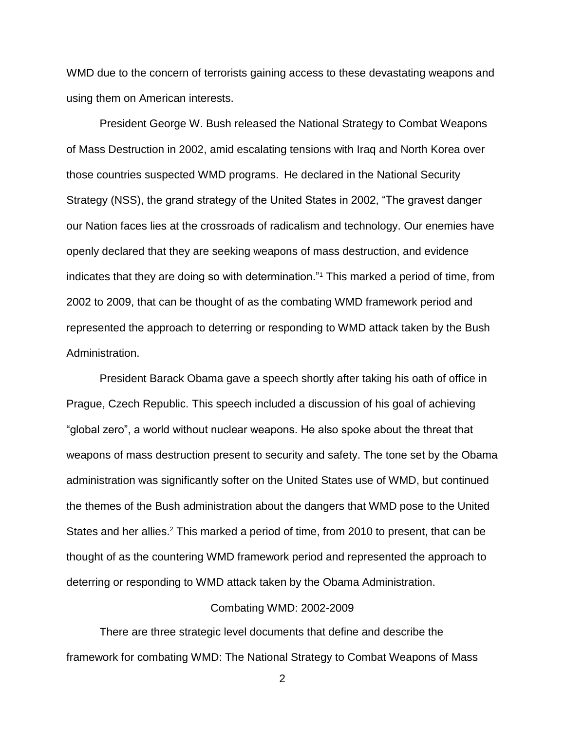WMD due to the concern of terrorists gaining access to these devastating weapons and using them on American interests.

President George W. Bush released the National Strategy to Combat Weapons of Mass Destruction in 2002, amid escalating tensions with Iraq and North Korea over those countries suspected WMD programs. He declared in the National Security Strategy (NSS), the grand strategy of the United States in 2002, "The gravest danger our Nation faces lies at the crossroads of radicalism and technology. Our enemies have openly declared that they are seeking weapons of mass destruction, and evidence indicates that they are doing so with determination."[1] This marked a period of time, from 2002 to 2009, that can be thought of as the combating WMD framework period and represented the approach to deterring or responding to WMD attack taken by the Bush Administration.

President Barack Obama gave a speech shortly after taking his oath of office in Prague, Czech Republic. This speech included a discussion of his goal of achieving "global zero", a world without nuclear weapons. He also spoke about the threat that weapons of mass destruction present to security and safety. The tone set by the Obama administration was significantly softer on the United States use of WMD, but continued the themes of the Bush administration about the dangers that WMD pose to the United States and her allies.[2] This marked a period of time, from 2010 to present, that can be thought of as the countering WMD framework period and represented the approach to deterring or responding to WMD attack taken by the Obama Administration.

## Combating WMD: 2002-2009

There are three strategic level documents that define and describe the framework for combating WMD: The National Strategy to Combat Weapons of Mass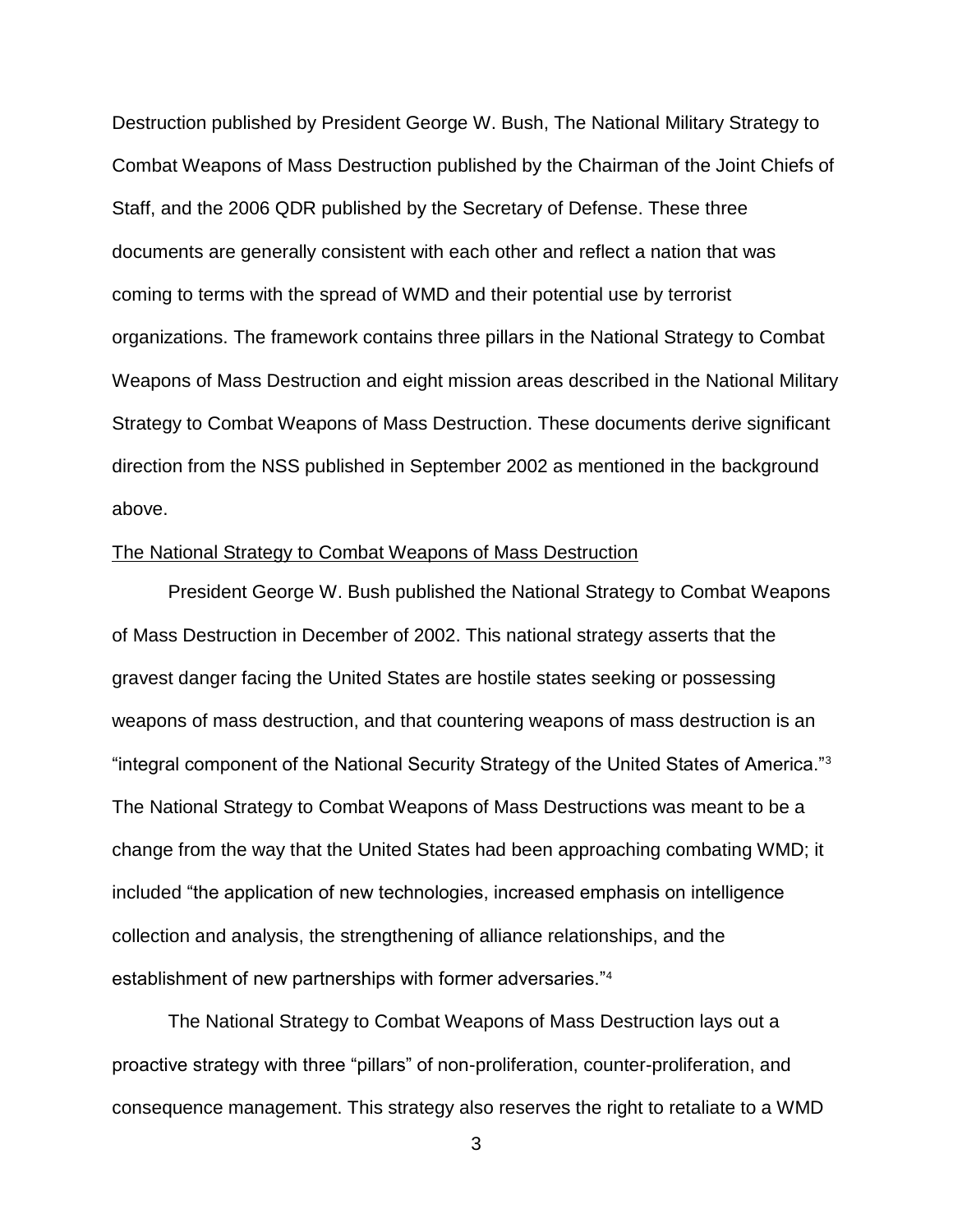Destruction published by President George W. Bush, The National Military Strategy to Combat Weapons of Mass Destruction published by the Chairman of the Joint Chiefs of Staff, and the 2006 QDR published by the Secretary of Defense. These three documents are generally consistent with each other and reflect a nation that was coming to terms with the spread of WMD and their potential use by terrorist organizations. The framework contains three pillars in the National Strategy to Combat Weapons of Mass Destruction and eight mission areas described in the National Military Strategy to Combat Weapons of Mass Destruction. These documents derive significant direction from the NSS published in September 2002 as mentioned in the background above.

<u>The National Strategy to Combat Weapons of Mass Destruction</u>

President George W. Bush published the National Strategy to Combat Weapons of Mass Destruction in December of 2002. This national strategy asserts that the gravest danger facing the United States are hostile states seeking or possessing weapons of mass destruction, and that countering weapons of mass destruction is an "integral component of the National Security Strategy of the United States of America."[3] The National Strategy to Combat Weapons of Mass Destructions was meant to be a change from the way that the United States had been approaching combating WMD; it included "the application of new technologies, increased emphasis on intelligence collection and analysis, the strengthening of alliance relationships, and the establishment of new partnerships with former adversaries."[4]

The National Strategy to Combat Weapons of Mass Destruction lays out a proactive strategy with three "pillars" of non-proliferation, counter-proliferation, and consequence management. This strategy also reserves the right to retaliate to a WMD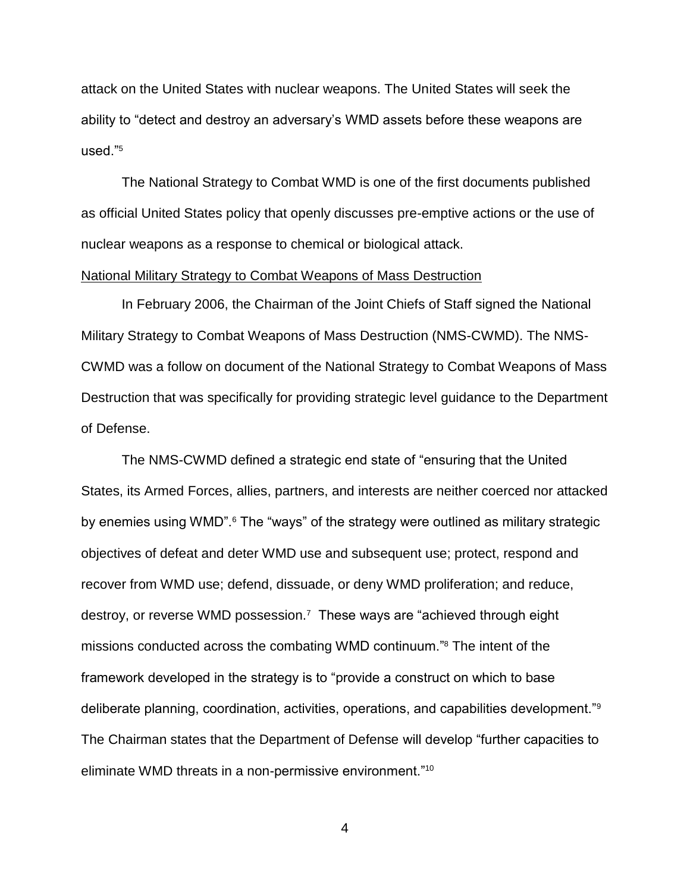attack on the United States with nuclear weapons. The United States will seek the ability to "detect and destroy an adversary's WMD assets before these weapons are used."[5]

The National Strategy to Combat WMD is one of the first documents published as official United States policy that openly discusses pre-emptive actions or the use of nuclear weapons as a response to chemical or biological attack.

## National Military Strategy to Combat Weapons of Mass Destruction

In February 2006, the Chairman of the Joint Chiefs of Staff signed the National Military Strategy to Combat Weapons of Mass Destruction (NMS-CWMD). The NMS-CWMD was a follow on document of the National Strategy to Combat Weapons of Mass Destruction that was specifically for providing strategic level guidance to the Department of Defense.

The NMS-CWMD defined a strategic end state of "ensuring that the United States, its Armed Forces, allies, partners, and interests are neither coerced nor attacked by enemies using WMD".[6] The "ways" of the strategy were outlined as military strategic objectives of defeat and deter WMD use and subsequent use; protect, respond and recover from WMD use; defend, dissuade, or deny WMD proliferation; and reduce, destroy, or reverse WMD possession.[7] These ways are "achieved through eight missions conducted across the combating WMD continuum."[8] The intent of the framework developed in the strategy is to "provide a construct on which to base deliberate planning, coordination, activities, operations, and capabilities development."[9] The Chairman states that the Department of Defense will develop "further capacities to eliminate WMD threats in a non-permissive environment."[10]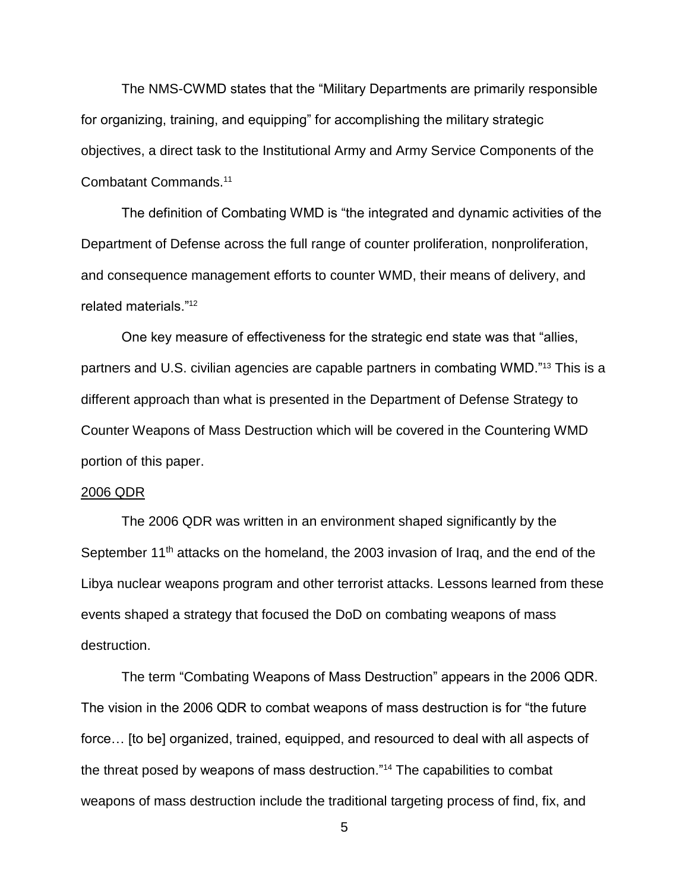The NMS-CWMD states that the "Military Departments are primarily responsible for organizing, training, and equipping" for accomplishing the military strategic objectives, a direct task to the Institutional Army and Army Service Components of the Combatant Commands.[11]

The definition of Combating WMD is "the integrated and dynamic activities of the Department of Defense across the full range of counter proliferation, nonproliferation, and consequence management efforts to counter WMD, their means of delivery, and related materials."[12]

One key measure of effectiveness for the strategic end state was that "allies, partners and U.S. civilian agencies are capable partners in combating WMD."[13] This is a different approach than what is presented in the Department of Defense Strategy to Counter Weapons of Mass Destruction which will be covered in the Countering WMD portion of this paper.

<u>2006 QDR</u>

The 2006 QDR was written in an environment shaped significantly by the September 11th attacks on the homeland, the 2003 invasion of Iraq, and the end of the Libya nuclear weapons program and other terrorist attacks. Lessons learned from these events shaped a strategy that focused the DoD on combating weapons of mass destruction.

The term "Combating Weapons of Mass Destruction" appears in the 2006 QDR. The vision in the 2006 QDR to combat weapons of mass destruction is for "the future force… [to be] organized, trained, equipped, and resourced to deal with all aspects of the threat posed by weapons of mass destruction."[14] The capabilities to combat weapons of mass destruction include the traditional targeting process of find, fix, and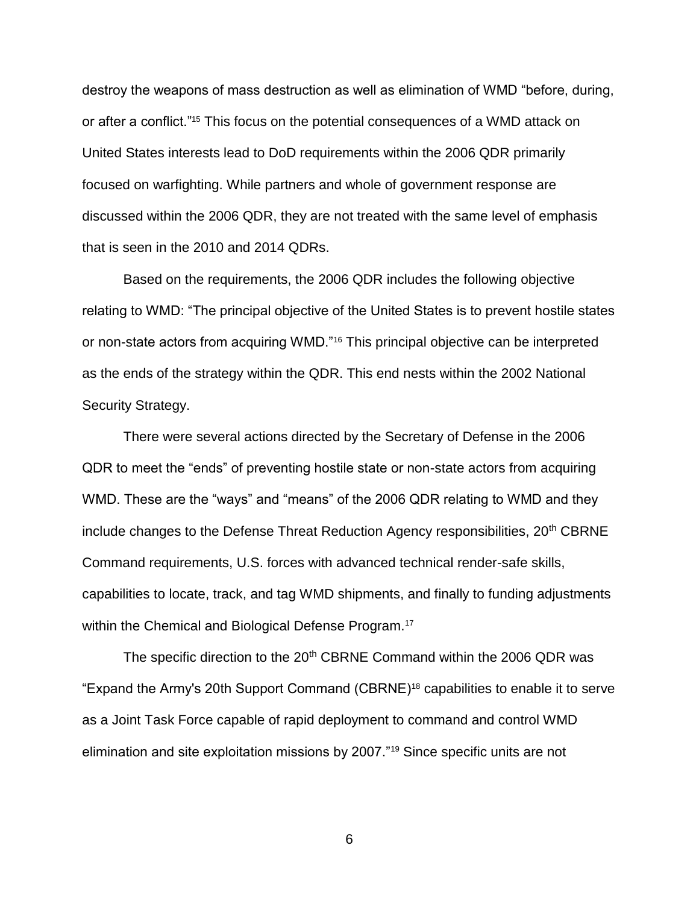destroy the weapons of mass destruction as well as elimination of WMD "before, during, or after a conflict."[15] This focus on the potential consequences of a WMD attack on United States interests lead to DoD requirements within the 2006 QDR primarily focused on warfighting. While partners and whole of government response are discussed within the 2006 QDR, they are not treated with the same level of emphasis that is seen in the 2010 and 2014 QDRs.

Based on the requirements, the 2006 QDR includes the following objective relating to WMD: "The principal objective of the United States is to prevent hostile states or non-state actors from acquiring WMD."[16] This principal objective can be interpreted as the ends of the strategy within the QDR. This end nests within the 2002 National Security Strategy.

There were several actions directed by the Secretary of Defense in the 2006 QDR to meet the "ends" of preventing hostile state or non-state actors from acquiring WMD. These are the "ways" and "means" of the 2006 QDR relating to WMD and they include changes to the Defense Threat Reduction Agency responsibilities, 20th CBRNE Command requirements, U.S. forces with advanced technical render-safe skills, capabilities to locate, track, and tag WMD shipments, and finally to funding adjustments within the Chemical and Biological Defense Program.[17]

The specific direction to the 20th CBRNE Command within the 2006 QDR was "Expand the Army's 20th Support Command (CBRNE)[18] capabilities to enable it to serve as a Joint Task Force capable of rapid deployment to command and control WMD elimination and site exploitation missions by 2007."[19] Since specific units are not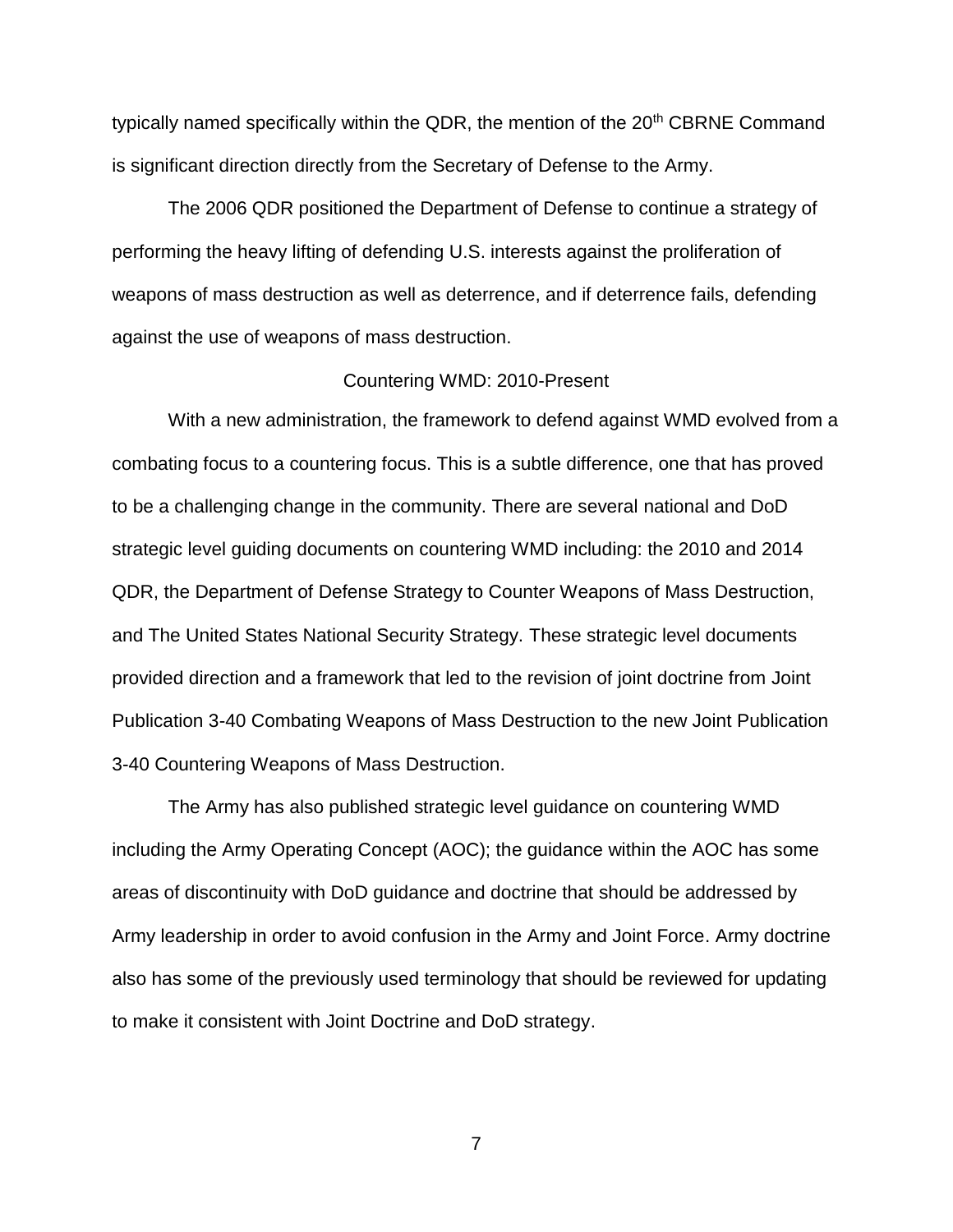typically named specifically within the QDR, the mention of the 20th CBRNE Command is significant direction directly from the Secretary of Defense to the Army.

The 2006 QDR positioned the Department of Defense to continue a strategy of performing the heavy lifting of defending U.S. interests against the proliferation of weapons of mass destruction as well as deterrence, and if deterrence fails, defending against the use of weapons of mass destruction.

## Countering WMD: 2010-Present

With a new administration, the framework to defend against WMD evolved from a combating focus to a countering focus. This is a subtle difference, one that has proved to be a challenging change in the community. There are several national and DoD strategic level guiding documents on countering WMD including: the 2010 and 2014 QDR, the Department of Defense Strategy to Counter Weapons of Mass Destruction, and The United States National Security Strategy. These strategic level documents provided direction and a framework that led to the revision of joint doctrine from Joint Publication 3-40 Combating Weapons of Mass Destruction to the new Joint Publication 3-40 Countering Weapons of Mass Destruction.

The Army has also published strategic level guidance on countering WMD including the Army Operating Concept (AOC); the guidance within the AOC has some areas of discontinuity with DoD guidance and doctrine that should be addressed by Army leadership in order to avoid confusion in the Army and Joint Force. Army doctrine also has some of the previously used terminology that should be reviewed for updating to make it consistent with Joint Doctrine and DoD strategy.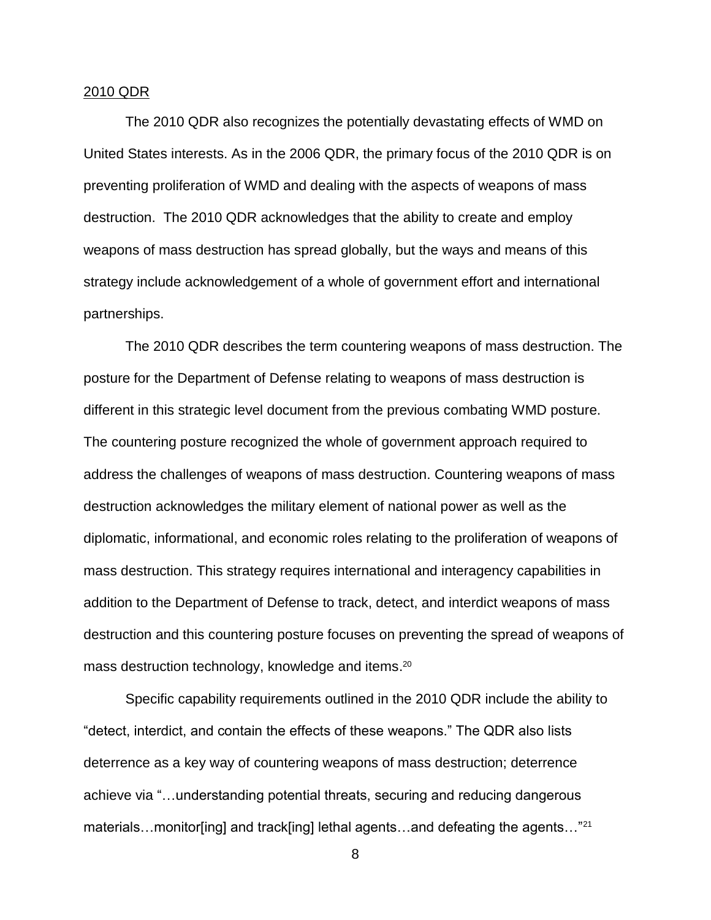2010 QDR

The 2010 QDR also recognizes the potentially devastating effects of WMD on United States interests. As in the 2006 QDR, the primary focus of the 2010 QDR is on preventing proliferation of WMD and dealing with the aspects of weapons of mass destruction. The 2010 QDR acknowledges that the ability to create and employ weapons of mass destruction has spread globally, but the ways and means of this strategy include acknowledgement of a whole of government effort and international partnerships.

The 2010 QDR describes the term countering weapons of mass destruction. The posture for the Department of Defense relating to weapons of mass destruction is different in this strategic level document from the previous combating WMD posture. The countering posture recognized the whole of government approach required to address the challenges of weapons of mass destruction. Countering weapons of mass destruction acknowledges the military element of national power as well as the diplomatic, informational, and economic roles relating to the proliferation of weapons of mass destruction. This strategy requires international and interagency capabilities in addition to the Department of Defense to track, detect, and interdict weapons of mass destruction and this countering posture focuses on preventing the spread of weapons of mass destruction technology, knowledge and items.[20]

Specific capability requirements outlined in the 2010 QDR include the ability to "detect, interdict, and contain the effects of these weapons." The QDR also lists deterrence as a key way of countering weapons of mass destruction; deterrence achieve via "…understanding potential threats, securing and reducing dangerous materials…monitor[ing] and track[ing] lethal agents…and defeating the agents…"[21]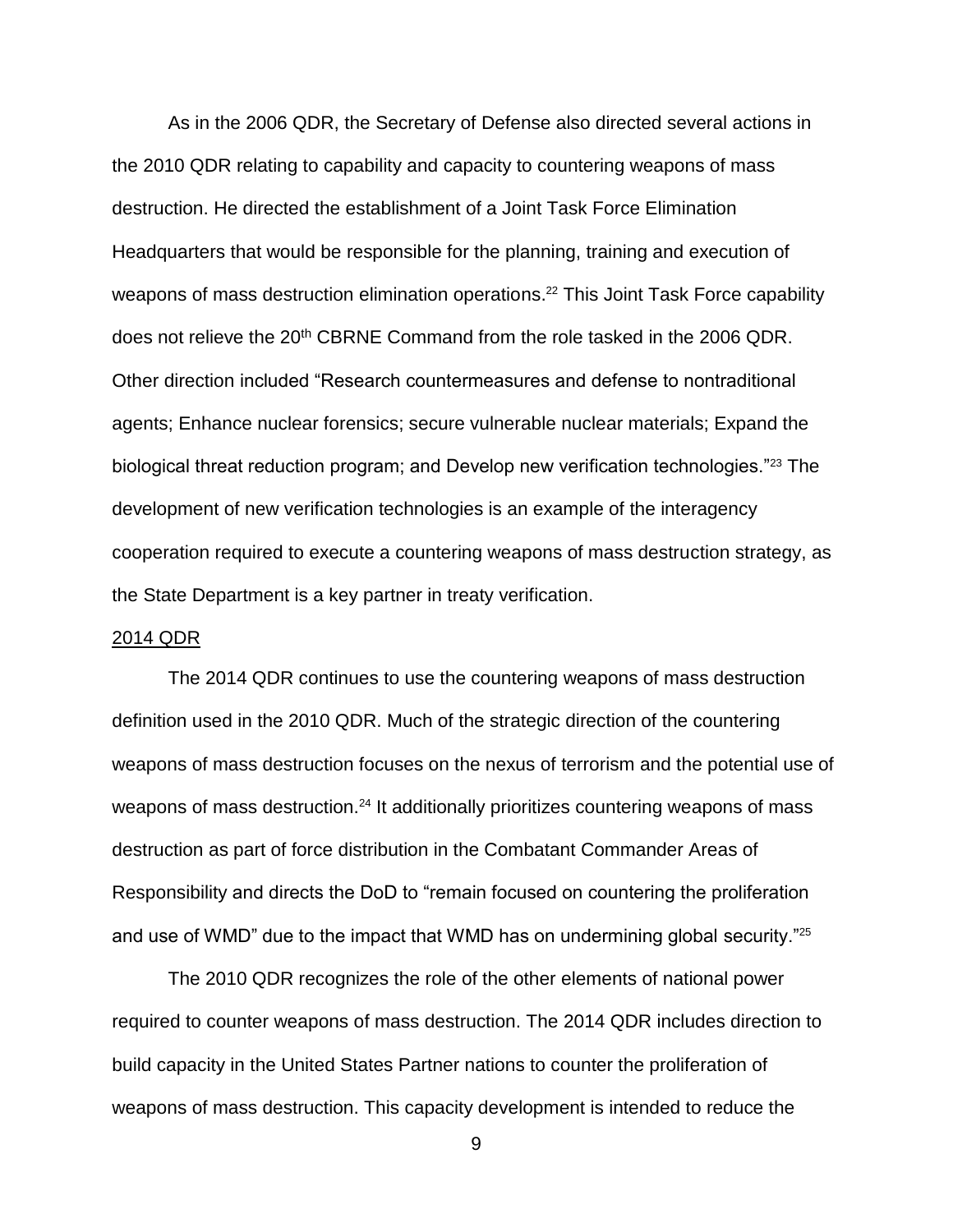As in the 2006 QDR, the Secretary of Defense also directed several actions in the 2010 QDR relating to capability and capacity to countering weapons of mass destruction. He directed the establishment of a Joint Task Force Elimination Headquarters that would be responsible for the planning, training and execution of weapons of mass destruction elimination operations.[22] This Joint Task Force capability does not relieve the 20th CBRNE Command from the role tasked in the 2006 QDR. Other direction included "Research countermeasures and defense to nontraditional agents; Enhance nuclear forensics; secure vulnerable nuclear materials; Expand the biological threat reduction program; and Develop new verification technologies."[23] The development of new verification technologies is an example of the interagency cooperation required to execute a countering weapons of mass destruction strategy, as the State Department is a key partner in treaty verification.

<u>2014 QDR</u>

The 2014 QDR continues to use the countering weapons of mass destruction definition used in the 2010 QDR. Much of the strategic direction of the countering weapons of mass destruction focuses on the nexus of terrorism and the potential use of weapons of mass destruction.[24] It additionally prioritizes countering weapons of mass destruction as part of force distribution in the Combatant Commander Areas of Responsibility and directs the DoD to "remain focused on countering the proliferation and use of WMD" due to the impact that WMD has on undermining global security."[25]

The 2010 QDR recognizes the role of the other elements of national power required to counter weapons of mass destruction. The 2014 QDR includes direction to build capacity in the United States Partner nations to counter the proliferation of weapons of mass destruction. This capacity development is intended to reduce the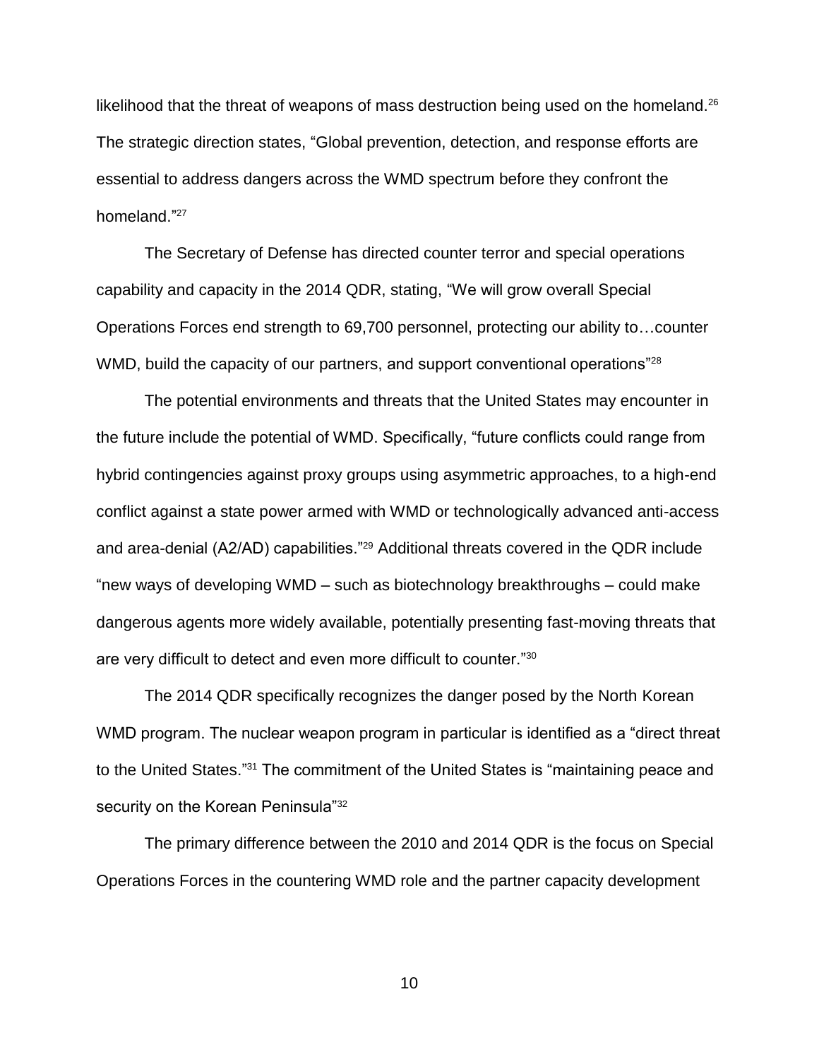likelihood that the threat of weapons of mass destruction being used on the homeland.[26] The strategic direction states, "Global prevention, detection, and response efforts are essential to address dangers across the WMD spectrum before they confront the homeland."[27]

The Secretary of Defense has directed counter terror and special operations capability and capacity in the 2014 QDR, stating, "We will grow overall Special Operations Forces end strength to 69,700 personnel, protecting our ability to…counter WMD, build the capacity of our partners, and support conventional operations"[28]

The potential environments and threats that the United States may encounter in the future include the potential of WMD. Specifically, "future conflicts could range from hybrid contingencies against proxy groups using asymmetric approaches, to a high-end conflict against a state power armed with WMD or technologically advanced anti-access and area-denial (A2/AD) capabilities."[29] Additional threats covered in the QDR include "new ways of developing WMD – such as biotechnology breakthroughs – could make dangerous agents more widely available, potentially presenting fast-moving threats that are very difficult to detect and even more difficult to counter."[30]

The 2014 QDR specifically recognizes the danger posed by the North Korean WMD program. The nuclear weapon program in particular is identified as a "direct threat to the United States."[31] The commitment of the United States is "maintaining peace and security on the Korean Peninsula"[32]

The primary difference between the 2010 and 2014 QDR is the focus on Special Operations Forces in the countering WMD role and the partner capacity development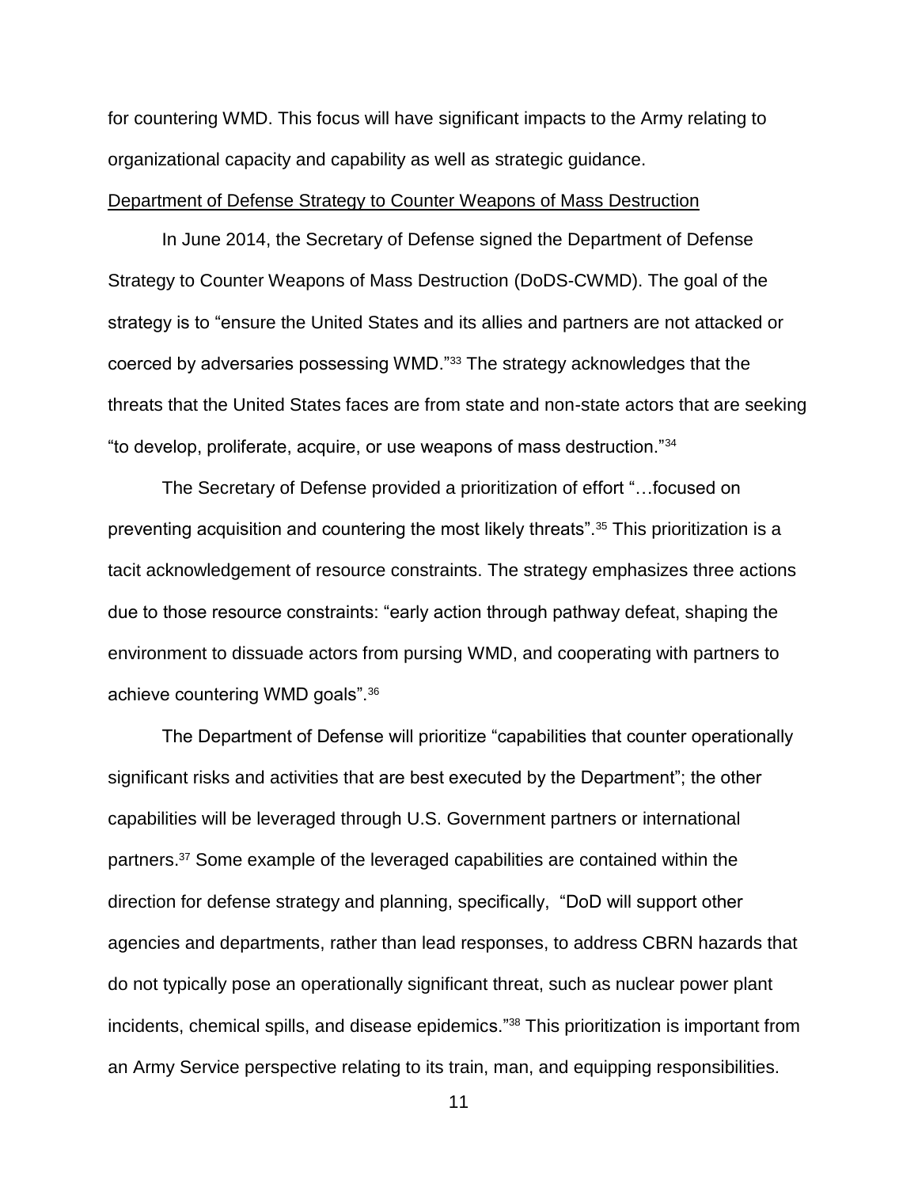for countering WMD. This focus will have significant impacts to the Army relating to organizational capacity and capability as well as strategic guidance.

Department of Defense Strategy to Counter Weapons of Mass Destruction

In June 2014, the Secretary of Defense signed the Department of Defense Strategy to Counter Weapons of Mass Destruction (DoDS-CWMD). The goal of the strategy is to "ensure the United States and its allies and partners are not attacked or coerced by adversaries possessing WMD."[33] The strategy acknowledges that the threats that the United States faces are from state and non-state actors that are seeking "to develop, proliferate, acquire, or use weapons of mass destruction."[34]

The Secretary of Defense provided a prioritization of effort "…focused on preventing acquisition and countering the most likely threats".[35] This prioritization is a tacit acknowledgement of resource constraints. The strategy emphasizes three actions due to those resource constraints: "early action through pathway defeat, shaping the environment to dissuade actors from pursing WMD, and cooperating with partners to achieve countering WMD goals".[36]

The Department of Defense will prioritize "capabilities that counter operationally significant risks and activities that are best executed by the Department"; the other capabilities will be leveraged through U.S. Government partners or international partners.[37] Some example of the leveraged capabilities are contained within the direction for defense strategy and planning, specifically, "DoD will support other agencies and departments, rather than lead responses, to address CBRN hazards that do not typically pose an operationally significant threat, such as nuclear power plant incidents, chemical spills, and disease epidemics."[38] This prioritization is important from an Army Service perspective relating to its train, man, and equipping responsibilities.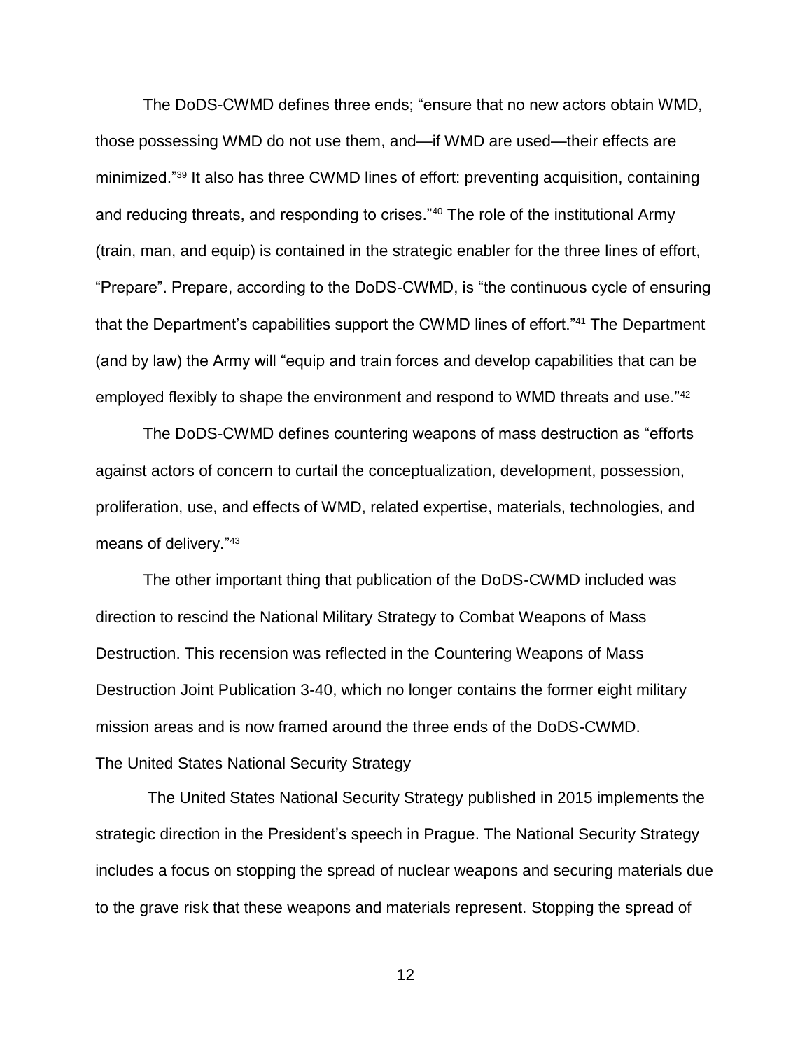The DoDS-CWMD defines three ends; “ensure that no new actors obtain WMD, those possessing WMD do not use them, and—if WMD are used—their effects are minimized.”[39] It also has three CWMD lines of effort: preventing acquisition, containing and reducing threats, and responding to crises.”[40] The role of the institutional Army (train, man, and equip) is contained in the strategic enabler for the three lines of effort, “Prepare”. Prepare, according to the DoDS-CWMD, is “the continuous cycle of ensuring that the Department’s capabilities support the CWMD lines of effort.”[41] The Department (and by law) the Army will “equip and train forces and develop capabilities that can be employed flexibly to shape the environment and respond to WMD threats and use.”[42]

The DoDS-CWMD defines countering weapons of mass destruction as “efforts against actors of concern to curtail the conceptualization, development, possession, proliferation, use, and effects of WMD, related expertise, materials, technologies, and means of delivery.”[43]

The other important thing that publication of the DoDS-CWMD included was direction to rescind the National Military Strategy to Combat Weapons of Mass Destruction. This recension was reflected in the Countering Weapons of Mass Destruction Joint Publication 3-40, which no longer contains the former eight military mission areas and is now framed around the three ends of the DoDS-CWMD.

<u>The United States National Security Strategy</u>

The United States National Security Strategy published in 2015 implements the strategic direction in the President’s speech in Prague. The National Security Strategy includes a focus on stopping the spread of nuclear weapons and securing materials due to the grave risk that these weapons and materials represent. Stopping the spread of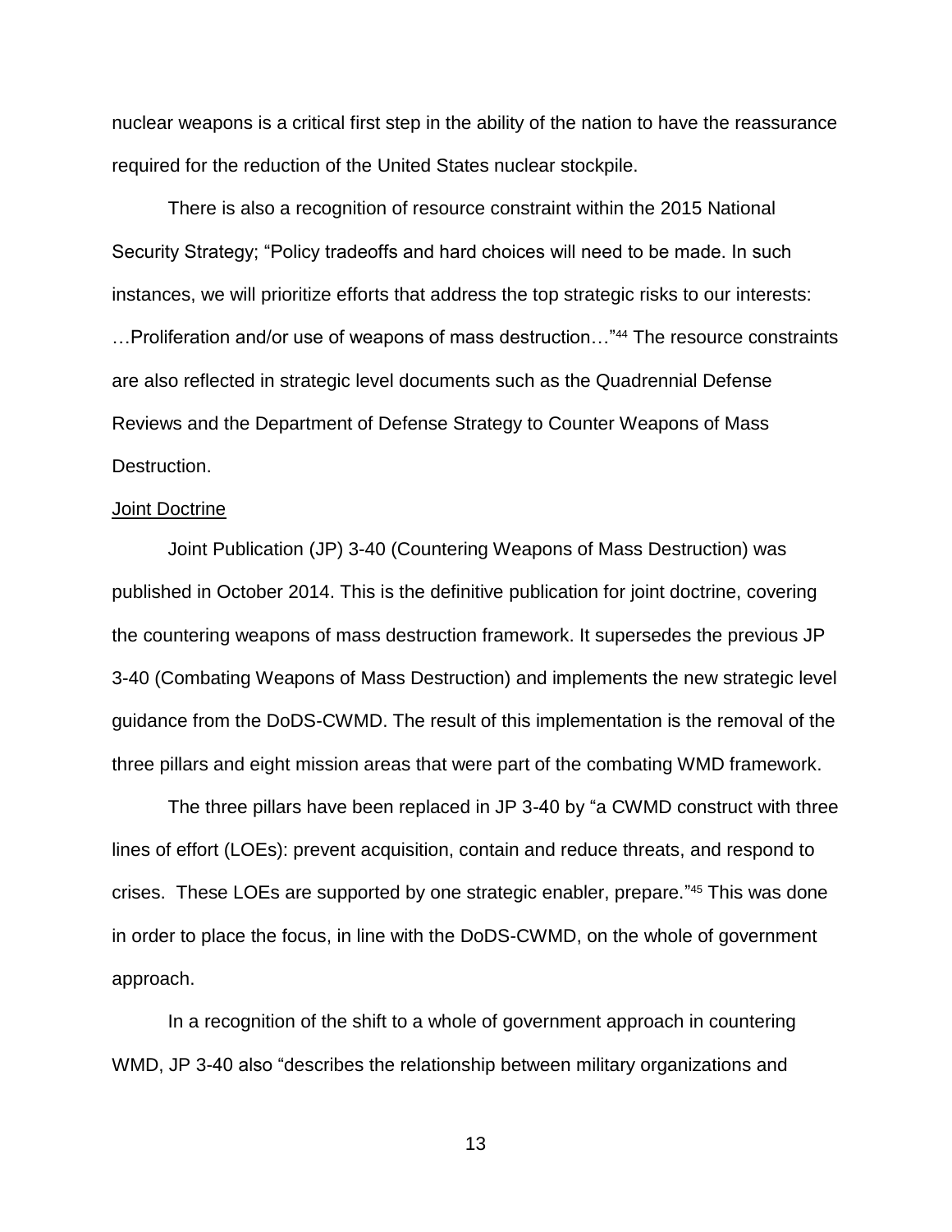nuclear weapons is a critical first step in the ability of the nation to have the reassurance required for the reduction of the United States nuclear stockpile.

There is also a recognition of resource constraint within the 2015 National Security Strategy; "Policy tradeoffs and hard choices will need to be made. In such instances, we will prioritize efforts that address the top strategic risks to our interests: …Proliferation and/or use of weapons of mass destruction…"[44] The resource constraints are also reflected in strategic level documents such as the Quadrennial Defense Reviews and the Department of Defense Strategy to Counter Weapons of Mass Destruction.

<u>Joint Doctrine</u>

Joint Publication (JP) 3-40 (Countering Weapons of Mass Destruction) was published in October 2014. This is the definitive publication for joint doctrine, covering the countering weapons of mass destruction framework. It supersedes the previous JP 3-40 (Combating Weapons of Mass Destruction) and implements the new strategic level guidance from the DoDS-CWMD. The result of this implementation is the removal of the three pillars and eight mission areas that were part of the combating WMD framework.

The three pillars have been replaced in JP 3-40 by "a CWMD construct with three lines of effort (LOEs): prevent acquisition, contain and reduce threats, and respond to crises. These LOEs are supported by one strategic enabler, prepare."[45] This was done in order to place the focus, in line with the DoDS-CWMD, on the whole of government approach.

In a recognition of the shift to a whole of government approach in countering WMD, JP 3-40 also "describes the relationship between military organizations and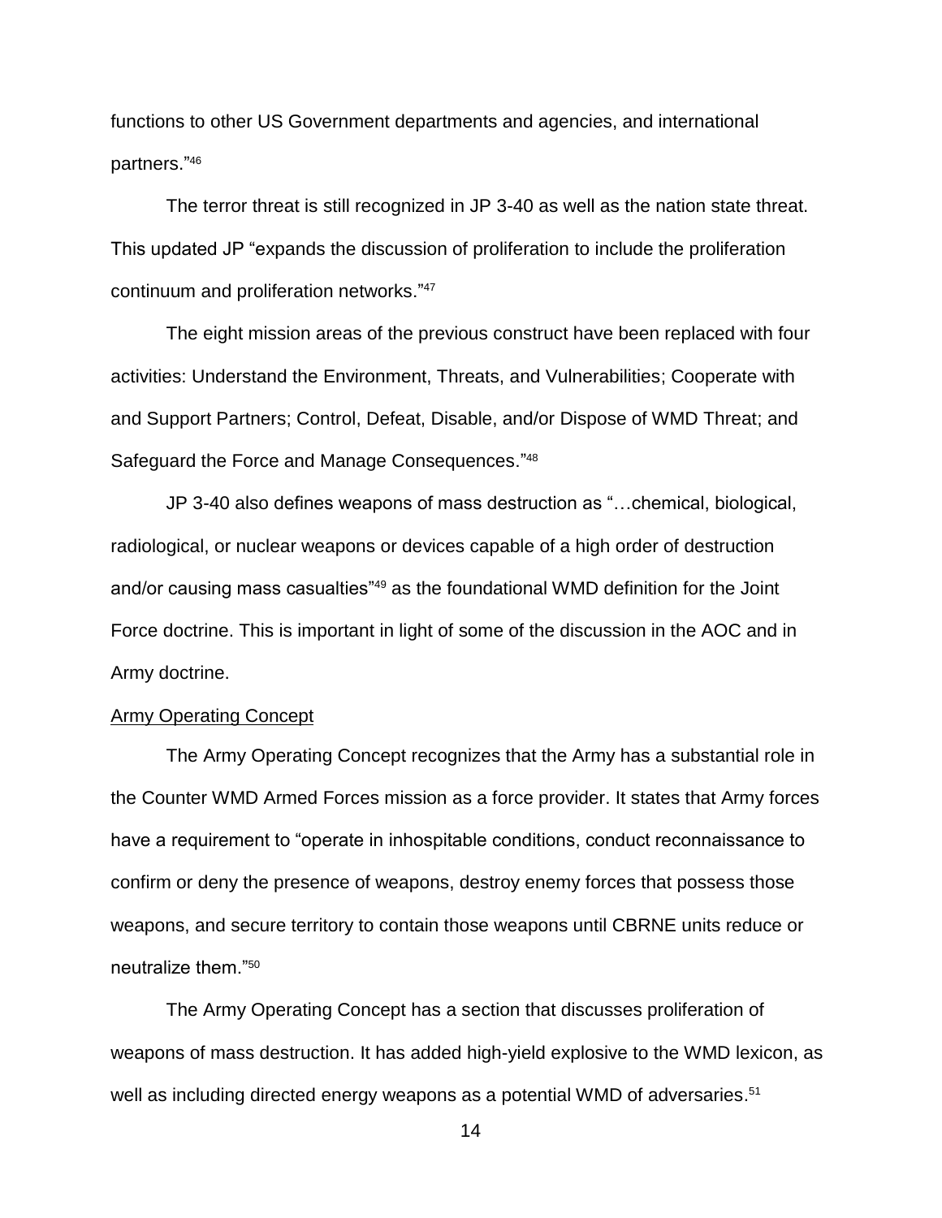functions to other US Government departments and agencies, and international partners."[46]

The terror threat is still recognized in JP 3-40 as well as the nation state threat. This updated JP "expands the discussion of proliferation to include the proliferation continuum and proliferation networks."[47]

The eight mission areas of the previous construct have been replaced with four activities: Understand the Environment, Threats, and Vulnerabilities; Cooperate with and Support Partners; Control, Defeat, Disable, and/or Dispose of WMD Threat; and Safeguard the Force and Manage Consequences."[48]

JP 3-40 also defines weapons of mass destruction as "…chemical, biological, radiological, or nuclear weapons or devices capable of a high order of destruction and/or causing mass casualties"[49] as the foundational WMD definition for the Joint Force doctrine. This is important in light of some of the discussion in the AOC and in Army doctrine.

<u>Army Operating Concept</u>

The Army Operating Concept recognizes that the Army has a substantial role in the Counter WMD Armed Forces mission as a force provider. It states that Army forces have a requirement to "operate in inhospitable conditions, conduct reconnaissance to confirm or deny the presence of weapons, destroy enemy forces that possess those weapons, and secure territory to contain those weapons until CBRNE units reduce or neutralize them."[50]

The Army Operating Concept has a section that discusses proliferation of weapons of mass destruction. It has added high-yield explosive to the WMD lexicon, as well as including directed energy weapons as a potential WMD of adversaries.[51]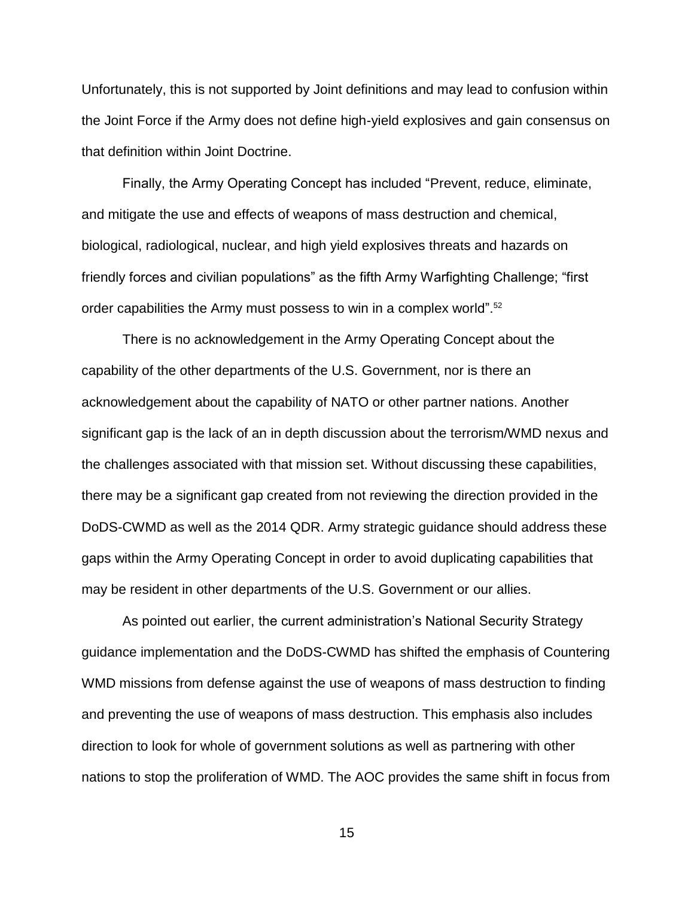Unfortunately, this is not supported by Joint definitions and may lead to confusion within the Joint Force if the Army does not define high-yield explosives and gain consensus on that definition within Joint Doctrine.

Finally, the Army Operating Concept has included "Prevent, reduce, eliminate, and mitigate the use and effects of weapons of mass destruction and chemical, biological, radiological, nuclear, and high yield explosives threats and hazards on friendly forces and civilian populations" as the fifth Army Warfighting Challenge; "first order capabilities the Army must possess to win in a complex world".[52]

There is no acknowledgement in the Army Operating Concept about the capability of the other departments of the U.S. Government, nor is there an acknowledgement about the capability of NATO or other partner nations. Another significant gap is the lack of an in depth discussion about the terrorism/WMD nexus and the challenges associated with that mission set. Without discussing these capabilities, there may be a significant gap created from not reviewing the direction provided in the DoDS-CWMD as well as the 2014 QDR. Army strategic guidance should address these gaps within the Army Operating Concept in order to avoid duplicating capabilities that may be resident in other departments of the U.S. Government or our allies.

As pointed out earlier, the current administration's National Security Strategy guidance implementation and the DoDS-CWMD has shifted the emphasis of Countering WMD missions from defense against the use of weapons of mass destruction to finding and preventing the use of weapons of mass destruction. This emphasis also includes direction to look for whole of government solutions as well as partnering with other nations to stop the proliferation of WMD. The AOC provides the same shift in focus from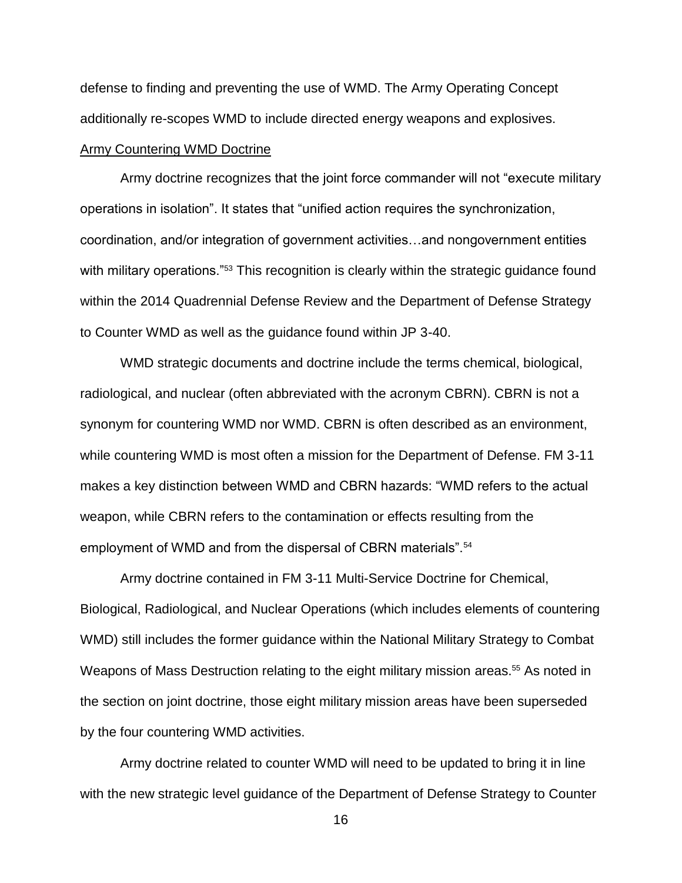defense to finding and preventing the use of WMD. The Army Operating Concept additionally re-scopes WMD to include directed energy weapons and explosives.

## Army Countering WMD Doctrine

Army doctrine recognizes that the joint force commander will not “execute military operations in isolation”. It states that “unified action requires the synchronization, coordination, and/or integration of government activities…and nongovernment entities with military operations.”[53] This recognition is clearly within the strategic guidance found within the 2014 Quadrennial Defense Review and the Department of Defense Strategy to Counter WMD as well as the guidance found within JP 3-40.

WMD strategic documents and doctrine include the terms chemical, biological, radiological, and nuclear (often abbreviated with the acronym CBRN). CBRN is not a synonym for countering WMD nor WMD. CBRN is often described as an environment, while countering WMD is most often a mission for the Department of Defense. FM 3-11 makes a key distinction between WMD and CBRN hazards: “WMD refers to the actual weapon, while CBRN refers to the contamination or effects resulting from the employment of WMD and from the dispersal of CBRN materials”.[54]

Army doctrine contained in FM 3-11 Multi-Service Doctrine for Chemical, Biological, Radiological, and Nuclear Operations (which includes elements of countering WMD) still includes the former guidance within the National Military Strategy to Combat Weapons of Mass Destruction relating to the eight military mission areas.[55] As noted in the section on joint doctrine, those eight military mission areas have been superseded by the four countering WMD activities.

Army doctrine related to counter WMD will need to be updated to bring it in line with the new strategic level guidance of the Department of Defense Strategy to Counter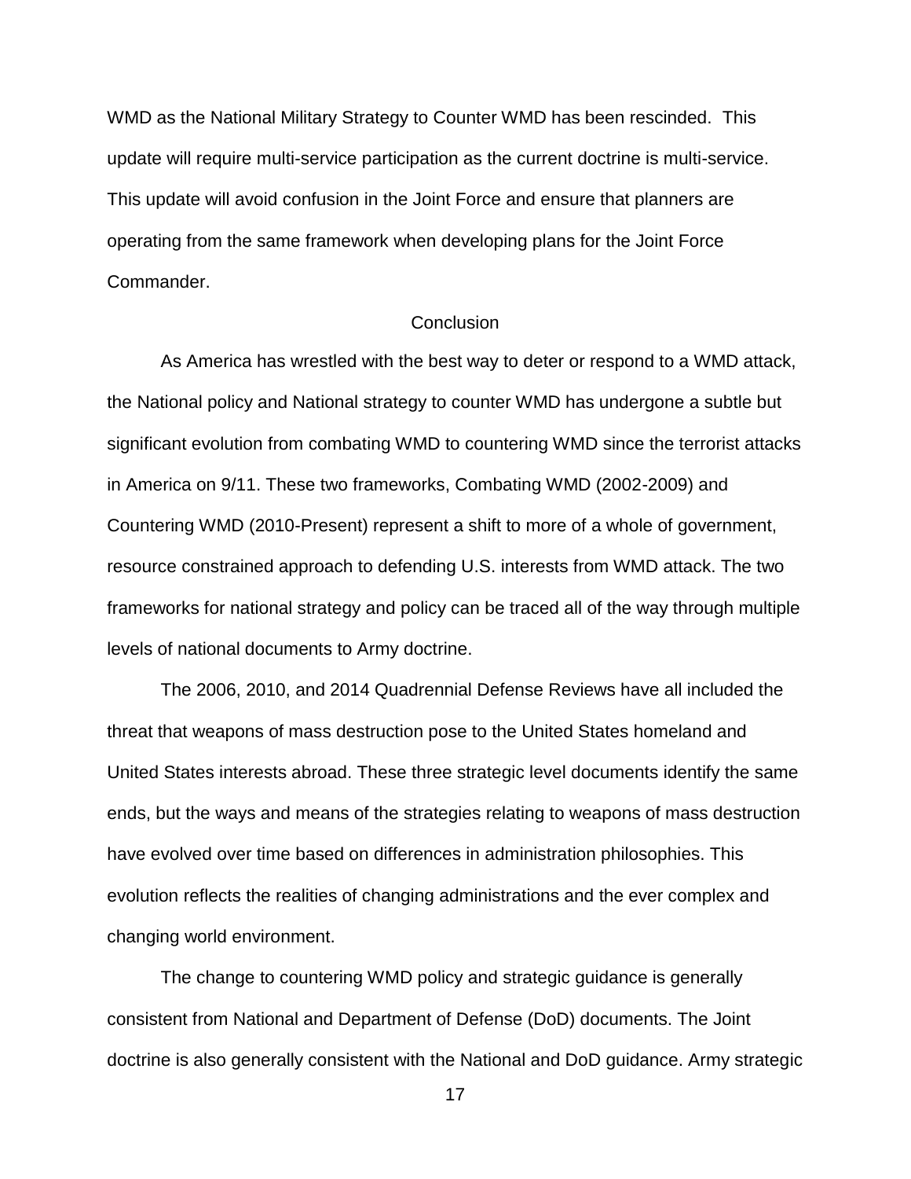WMD as the National Military Strategy to Counter WMD has been rescinded. This update will require multi-service participation as the current doctrine is multi-service. This update will avoid confusion in the Joint Force and ensure that planners are operating from the same framework when developing plans for the Joint Force Commander.

## Conclusion

As America has wrestled with the best way to deter or respond to a WMD attack, the National policy and National strategy to counter WMD has undergone a subtle but significant evolution from combating WMD to countering WMD since the terrorist attacks in America on 9/11. These two frameworks, Combating WMD (2002-2009) and Countering WMD (2010-Present) represent a shift to more of a whole of government, resource constrained approach to defending U.S. interests from WMD attack. The two frameworks for national strategy and policy can be traced all of the way through multiple levels of national documents to Army doctrine.

The 2006, 2010, and 2014 Quadrennial Defense Reviews have all included the threat that weapons of mass destruction pose to the United States homeland and United States interests abroad. These three strategic level documents identify the same ends, but the ways and means of the strategies relating to weapons of mass destruction have evolved over time based on differences in administration philosophies. This evolution reflects the realities of changing administrations and the ever complex and changing world environment.

The change to countering WMD policy and strategic guidance is generally consistent from National and Department of Defense (DoD) documents. The Joint doctrine is also generally consistent with the National and DoD guidance. Army strategic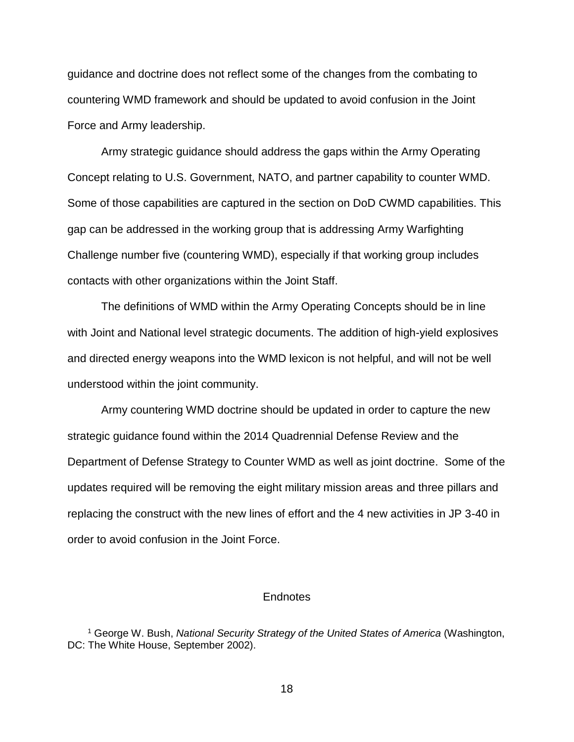guidance and doctrine does not reflect some of the changes from the combating to countering WMD framework and should be updated to avoid confusion in the Joint Force and Army leadership.

Army strategic guidance should address the gaps within the Army Operating Concept relating to U.S. Government, NATO, and partner capability to counter WMD. Some of those capabilities are captured in the section on DoD CWMD capabilities. This gap can be addressed in the working group that is addressing Army Warfighting Challenge number five (countering WMD), especially if that working group includes contacts with other organizations within the Joint Staff.

The definitions of WMD within the Army Operating Concepts should be in line with Joint and National level strategic documents. The addition of high-yield explosives and directed energy weapons into the WMD lexicon is not helpful, and will not be well understood within the joint community.

Army countering WMD doctrine should be updated in order to capture the new strategic guidance found within the 2014 Quadrennial Defense Review and the Department of Defense Strategy to Counter WMD as well as joint doctrine. Some of the updates required will be removing the eight military mission areas and three pillars and replacing the construct with the new lines of effort and the 4 new activities in JP 3-40 in order to avoid confusion in the Joint Force.

## Endnotes

[1] George W. Bush, *National Security Strategy of the United States of America* (Washington, DC: The White House, September 2002).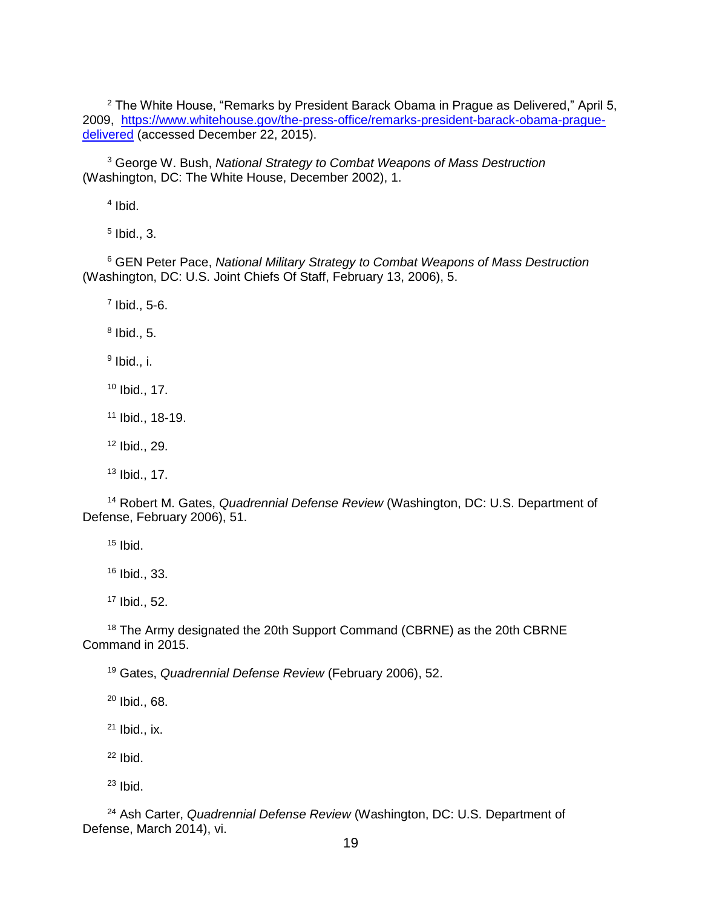[2] The White House, "Remarks by President Barack Obama in Prague as Delivered," April 5, 2009, [https://www.whitehouse.gov/the-press-office/remarks-president-barack-obama-prague-delivered](https://www.whitehouse.gov/the-press-office/remarks-president-barack-obama-prague-delivered) (accessed December 22, 2015).

[3] George W. Bush, *National Strategy to Combat Weapons of Mass Destruction* (Washington, DC: The White House, December 2002), 1.

[4] Ibid.

[5] Ibid., 3.

[6] GEN Peter Pace, *National Military Strategy to Combat Weapons of Mass Destruction* (Washington, DC: U.S. Joint Chiefs Of Staff, February 13, 2006), 5.

[7] Ibid., 5-6.

[8] Ibid., 5.

[9] Ibid., i.

[10] Ibid., 17.

[11] Ibid., 18-19.

[12] Ibid., 29.

[13] Ibid., 17.

[14] Robert M. Gates, *Quadrennial Defense Review* (Washington, DC: U.S. Department of Defense, February 2006), 51.

[15] Ibid.

[16] Ibid., 33.

[17] Ibid., 52.

[18] The Army designated the 20th Support Command (CBRNE) as the 20th CBRNE Command in 2015.

[19] Gates, *Quadrennial Defense Review* (February 2006), 52.

[20] Ibid., 68.

[21] Ibid., ix.

[22] Ibid.

[23] Ibid.

[24] Ash Carter, *Quadrennial Defense Review* (Washington, DC: U.S. Department of Defense, March 2014), vi.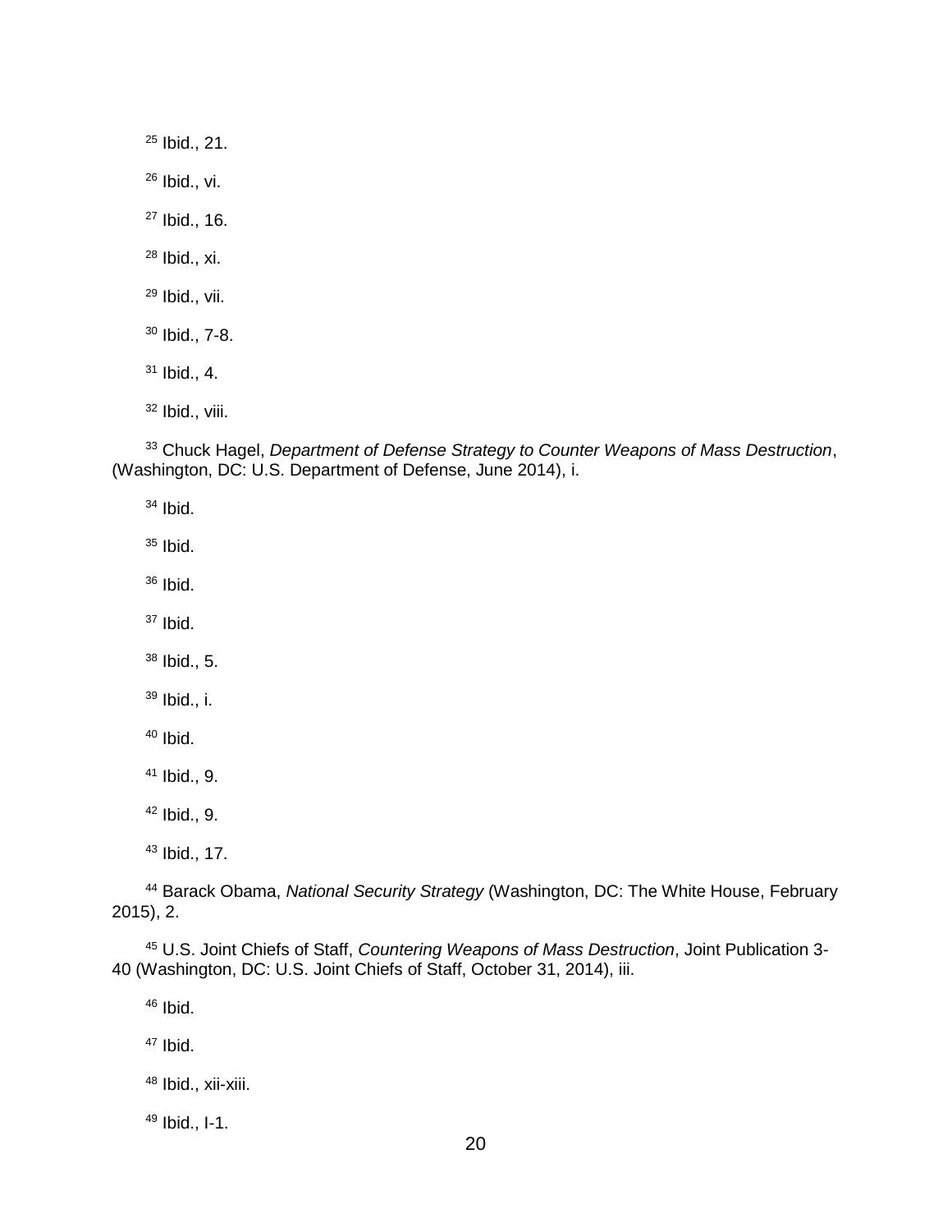[25] Ibid., 21.

[26] Ibid., vi.

[27] Ibid., 16.

[28] Ibid., xi.

[29] Ibid., vii.

[30] Ibid., 7-8.

[31] Ibid., 4.

[32] Ibid., viii.

[33] Chuck Hagel, *Department of Defense Strategy to Counter Weapons of Mass Destruction*, (Washington, DC: U.S. Department of Defense, June 2014), i.

[34] Ibid.

[35] Ibid.

[36] Ibid.

[37] Ibid.

[38] Ibid., 5.

[39] Ibid., i.

[40] Ibid.

[41] Ibid., 9.

[42] Ibid., 9.

[43] Ibid., 17.

[44] Barack Obama, *National Security Strategy* (Washington, DC: The White House, February 2015), 2.

[45] U.S. Joint Chiefs of Staff, *Countering Weapons of Mass Destruction*, Joint Publication 3-40 (Washington, DC: U.S. Joint Chiefs of Staff, October 31, 2014), iii.

[46] Ibid.

[47] Ibid.

[48] Ibid., xii-xiii.

[49] Ibid., I-1.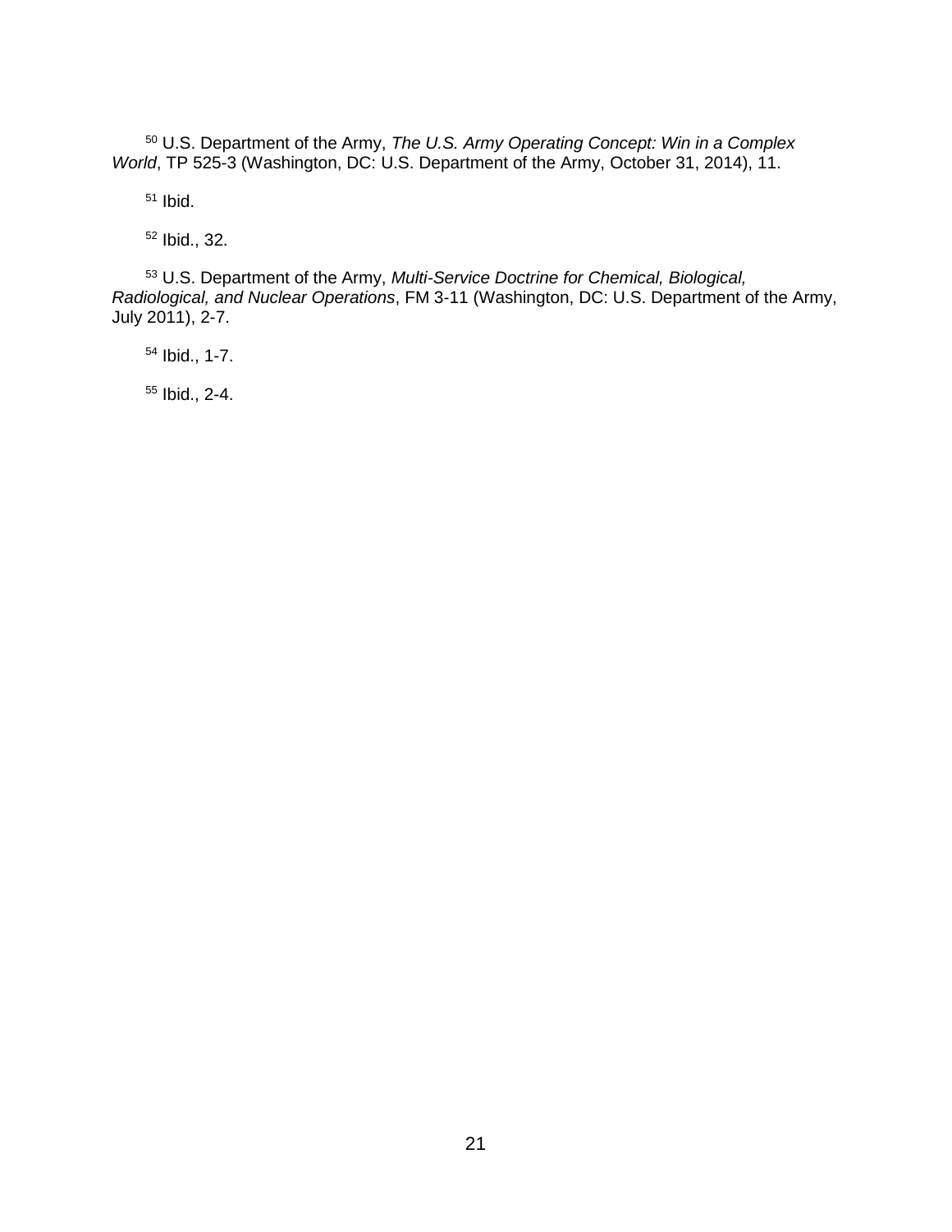[50] U.S. Department of the Army, *The U.S. Army Operating Concept: Win in a Complex World*, TP 525-3 (Washington, DC: U.S. Department of the Army, October 31, 2014), 11.

[51] Ibid.

[52] Ibid., 32.

[53] U.S. Department of the Army, *Multi-Service Doctrine for Chemical, Biological, Radiological, and Nuclear Operations*, FM 3-11 (Washington, DC: U.S. Department of the Army, July 2011), 2-7.

[54] Ibid., 1-7.

[55] Ibid., 2-4.